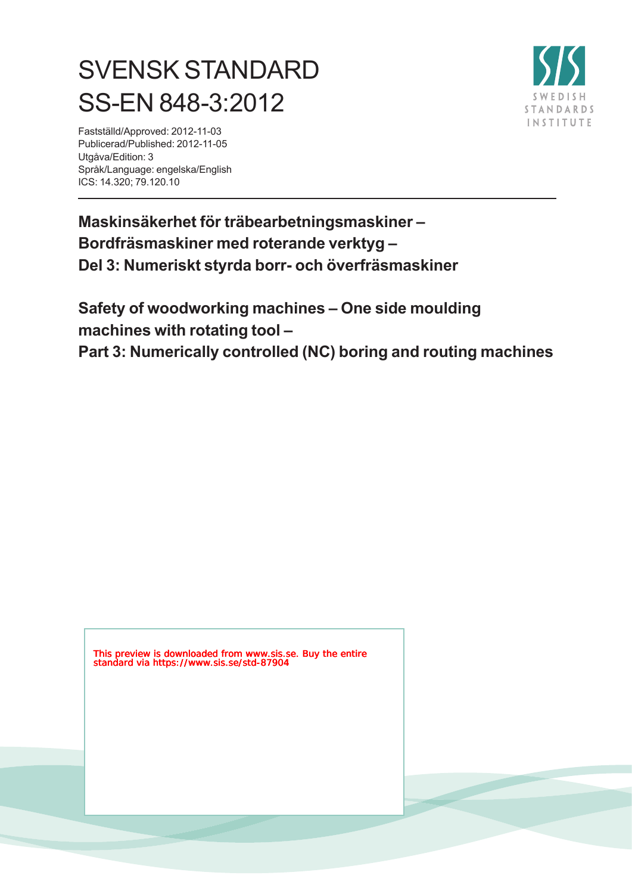# SVENSK STANDARD
# SS-EN 848-3:2012

Fastställd/Approved: 2012-11-03
Publicerad/Published: 2012-11-05
Utgåva/Edition: 3
Språk/Language: engelska/English
ICS: 14.320; 79.120.10

**Maskinsäkerhet för träbearbetningsmaskiner – Bordfräsmaskiner med roterande verktyg – Del 3: Numeriskt styrda borr- och överfräsmaskiner**

**Safety of woodworking machines – One side moulding machines with rotating tool – Part 3: Numerically controlled (NC) boring and routing machines**

This preview is downloaded from www.sis.se. Buy the entire standard via https://www.sis.se/std-87904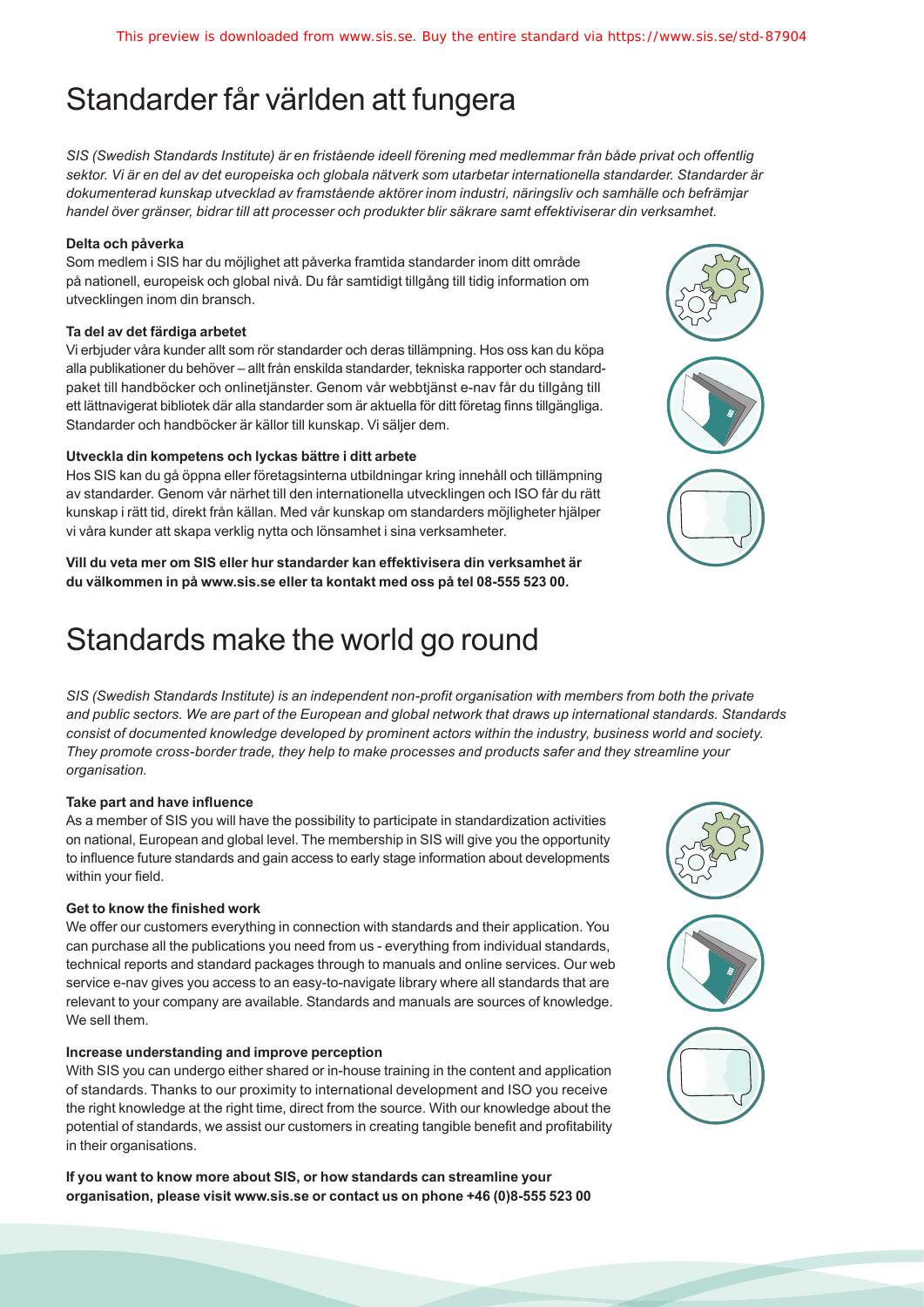# Standarder får världen att fungera

*SIS (Swedish Standards Institute) är en fristående ideell förening med medlemmar från både privat och offentlig sektor. Vi är en del av det europeiska och globala nätverk som utarbetar internationella standarder. Standarder är dokumenterad kunskap utvecklad av framstående aktörer inom industri, näringsliv och samhälle och befrämjar handel över gränser, bidrar till att processer och produkter blir säkrare samt effektiviserar din verksamhet.*

**Delta och påverka**

Som medlem i SIS har du möjlighet att påverka framtida standarder inom ditt område på nationell, europeisk och global nivå. Du får samtidigt tillgång till tidig information om utvecklingen inom din bransch.

**Ta del av det färdiga arbetet**

Vi erbjuder våra kunder allt som rör standarder och deras tillämpning. Hos oss kan du köpa alla publikationer du behöver – allt från enskilda standarder, tekniska rapporter och standardpaket till handböcker och onlinetjänster. Genom vår webbtjänst e-nav får du tillgång till ett lättnavigerat bibliotek där alla standarder som är aktuella för ditt företag finns tillgängliga. Standarder och handböcker är källor till kunskap. Vi säljer dem.

**Utveckla din kompetens och lyckas bättre i ditt arbete**

Hos SIS kan du gå öppna eller företagsinterna utbildningar kring innehåll och tillämpning av standarder. Genom vår närhet till den internationella utvecklingen och ISO får du rätt kunskap i rätt tid, direkt från källan. Med vår kunskap om standarders möjligheter hjälper vi våra kunder att skapa verklig nytta och lönsamhet i sina verksamheter.

**Vill du veta mer om SIS eller hur standarder kan effektivisera din verksamhet är du välkommen in på www.sis.se eller ta kontakt med oss på tel 08-555 523 00.**

# Standards make the world go round

*SIS (Swedish Standards Institute) is an independent non-profit organisation with members from both the private and public sectors. We are part of the European and global network that draws up international standards. Standards consist of documented knowledge developed by prominent actors within the industry, business world and society. They promote cross-border trade, they help to make processes and products safer and they streamline your organisation.*

**Take part and have influence**

As a member of SIS you will have the possibility to participate in standardization activities on national, European and global level. The membership in SIS will give you the opportunity to influence future standards and gain access to early stage information about developments within your field.

**Get to know the finished work**

We offer our customers everything in connection with standards and their application. You can purchase all the publications you need from us - everything from individual standards, technical reports and standard packages through to manuals and online services. Our web service e-nav gives you access to an easy-to-navigate library where all standards that are relevant to your company are available. Standards and manuals are sources of knowledge. We sell them.

**Increase understanding and improve perception**

With SIS you can undergo either shared or in-house training in the content and application of standards. Thanks to our proximity to international development and ISO you receive the right knowledge at the right time, direct from the source. With our knowledge about the potential of standards, we assist our customers in creating tangible benefit and profitability in their organisations.

**If you want to know more about SIS, or how standards can streamline your organisation, please visit www.sis.se or contact us on phone +46 (0)8-555 523 00**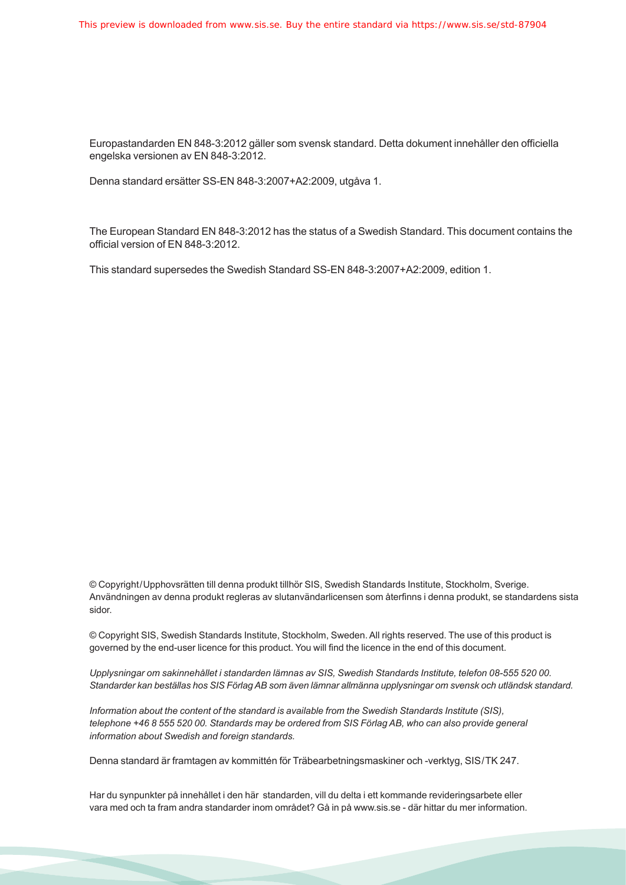Europastandarden EN 848-3:2012 gäller som svensk standard. Detta dokument innehåller den officiella engelska versionen av EN 848-3:2012.

Denna standard ersätter SS-EN 848-3:2007+A2:2009, utgåva 1.

The European Standard EN 848-3:2012 has the status of a Swedish Standard. This document contains the official version of EN 848-3:2012.

This standard supersedes the Swedish Standard SS-EN 848-3:2007+A2:2009, edition 1.

© Copyright/Upphovsrätten till denna produkt tillhör SIS, Swedish Standards Institute, Stockholm, Sverige. Användningen av denna produkt regleras av slutanvändarlicensen som återfinns i denna produkt, se standardens sista sidor.

© Copyright SIS, Swedish Standards Institute, Stockholm, Sweden. All rights reserved. The use of this product is governed by the end-user licence for this product. You will find the licence in the end of this document.

*Upplysningar om sakinnehållet i standarden lämnas av SIS, Swedish Standards Institute, telefon 08-555 520 00. Standarder kan beställas hos SIS Förlag AB som även lämnar allmänna upplysningar om svensk och utländsk standard.*

*Information about the content of the standard is available from the Swedish Standards Institute (SIS), telephone +46 8 555 520 00. Standards may be ordered from SIS Förlag AB, who can also provide general information about Swedish and foreign standards.*

Denna standard är framtagen av kommittén för Träbearbetningsmaskiner och -verktyg, SIS/TK 247.

Har du synpunkter på innehållet i den här standarden, vill du delta i ett kommande revideringsarbete eller vara med och ta fram andra standarder inom området? Gå in på www.sis.se - där hittar du mer information.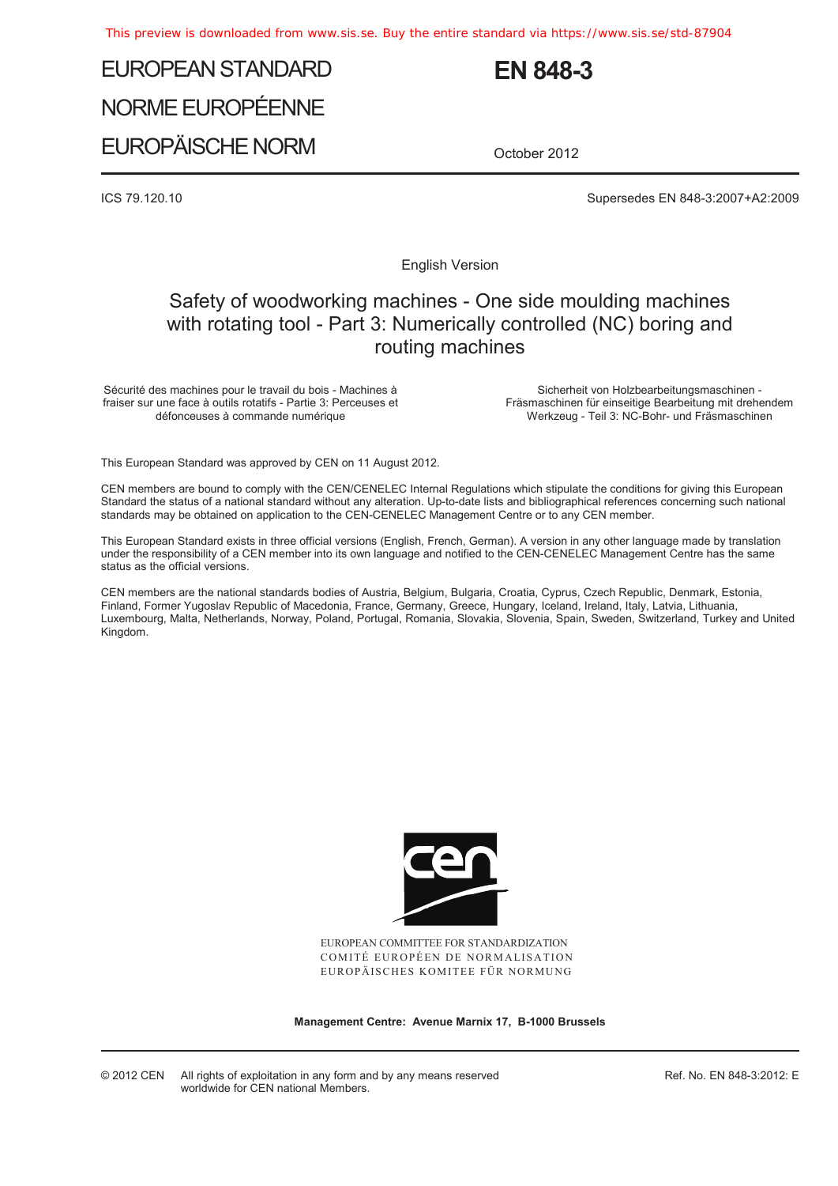# EUROPEAN STANDARD

# NORME EUROPÉENNE

# EUROPÄISCHE NORM

# EN 848-3

October 2012

ICS 79.120.10

Supersedes EN 848-3:2007+A2:2009

English Version

## Safety of woodworking machines - One side moulding machines with rotating tool - Part 3: Numerically controlled (NC) boring and routing machines

Sécurité des machines pour le travail du bois - Machines à fraiser sur une face à outils rotatifs - Partie 3: Perceuses et défonceuses à commande numérique

Sicherheit von Holzbearbeitungsmaschinen - Fräsmaschinen für einseitige Bearbeitung mit drehendem Werkzeug - Teil 3: NC-Bohr- und Fräsmaschinen

This European Standard was approved by CEN on 11 August 2012.

CEN members are bound to comply with the CEN/CENELEC Internal Regulations which stipulate the conditions for giving this European Standard the status of a national standard without any alteration. Up-to-date lists and bibliographical references concerning such national standards may be obtained on application to the CEN-CENELEC Management Centre or to any CEN member.

This European Standard exists in three official versions (English, French, German). A version in any other language made by translation under the responsibility of a CEN member into its own language and notified to the CEN-CENELEC Management Centre has the same status as the official versions.

CEN members are the national standards bodies of Austria, Belgium, Bulgaria, Croatia, Cyprus, Czech Republic, Denmark, Estonia, Finland, Former Yugoslav Republic of Macedonia, France, Germany, Greece, Hungary, Iceland, Ireland, Italy, Latvia, Lithuania, Luxembourg, Malta, Netherlands, Norway, Poland, Portugal, Romania, Slovakia, Slovenia, Spain, Sweden, Switzerland, Turkey and United Kingdom.

EUROPEAN COMMITTEE FOR STANDARDIZATION
COMITÉ EUROPÉEN DE NORMALISATION
EUROPÄISCHES KOMITEE FÜR NORMUNG

**Management Centre: Avenue Marnix 17, B-1000 Brussels**

© 2012 CEN All rights of exploitation in any form and by any means reserved worldwide for CEN national Members.

Ref. No. EN 848-3:2012: E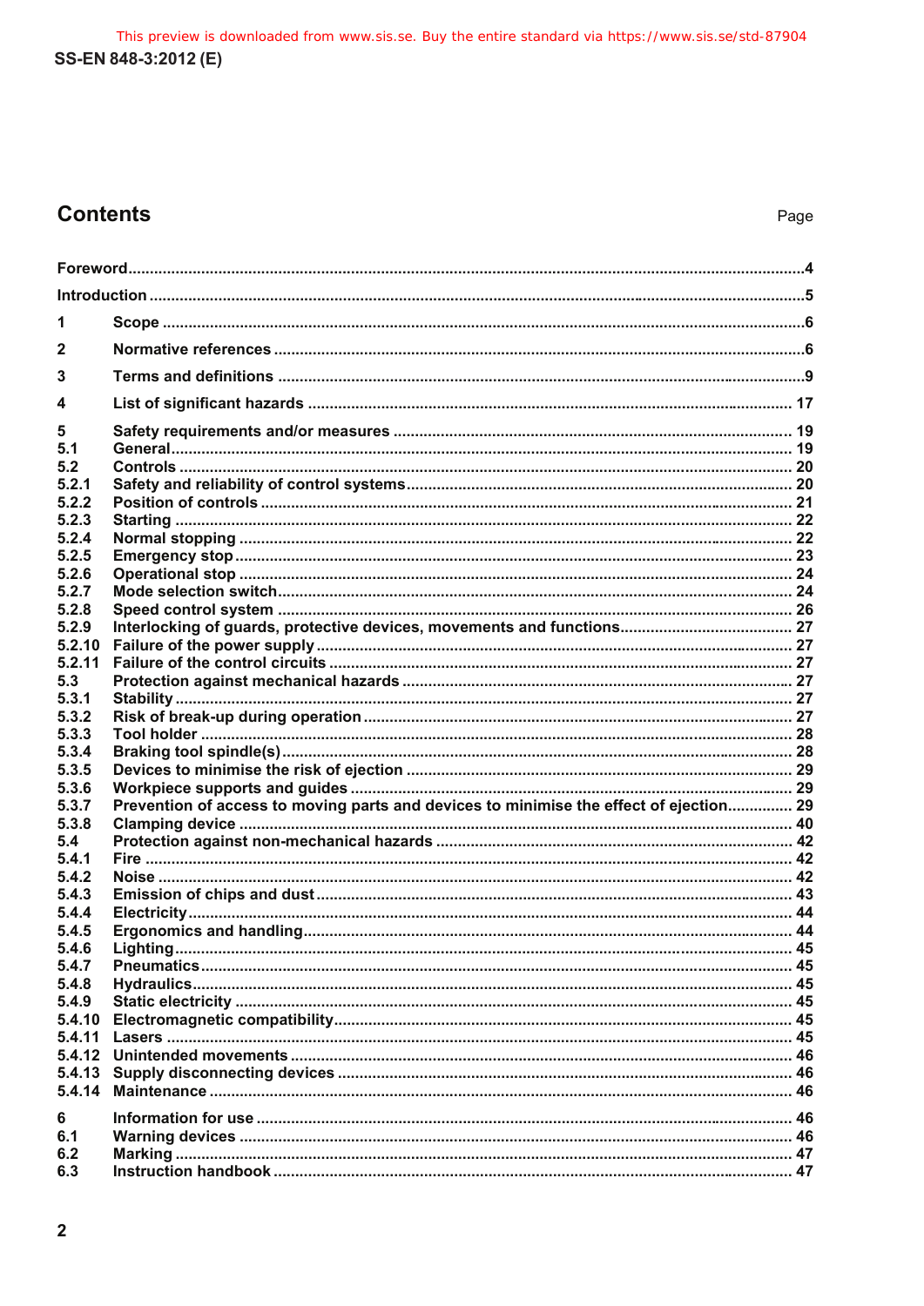## Contents

Page

Foreword ... 4

Introduction ... 5

1 Scope ... 6

2 Normative references ... 6

3 Terms and definitions ... 9

4 List of significant hazards ... 17

5 Safety requirements and/or measures ... 19
5.1 General ... 19
5.2 Controls ... 20
5.2.1 Safety and reliability of control systems ... 20
5.2.2 Position of controls ... 21
5.2.3 Starting ... 22
5.2.4 Normal stopping ... 22
5.2.5 Emergency stop ... 23
5.2.6 Operational stop ... 24
5.2.7 Mode selection switch ... 24
5.2.8 Speed control system ... 26
5.2.9 Interlocking of guards, protective devices, movements and functions ... 27
5.2.10 Failure of the power supply ... 27
5.2.11 Failure of the control circuits ... 27
5.3 Protection against mechanical hazards ... 27
5.3.1 Stability ... 27
5.3.2 Risk of break-up during operation ... 27
5.3.3 Tool holder ... 28
5.3.4 Braking tool spindle(s) ... 28
5.3.5 Devices to minimise the risk of ejection ... 29
5.3.6 Workpiece supports and guides ... 29
5.3.7 Prevention of access to moving parts and devices to minimise the effect of ejection ... 29
5.3.8 Clamping device ... 40
5.4 Protection against non-mechanical hazards ... 42
5.4.1 Fire ... 42
5.4.2 Noise ... 42
5.4.3 Emission of chips and dust ... 43
5.4.4 Electricity ... 44
5.4.5 Ergonomics and handling ... 44
5.4.6 Lighting ... 45
5.4.7 Pneumatics ... 45
5.4.8 Hydraulics ... 45
5.4.9 Static electricity ... 45
5.4.10 Electromagnetic compatibility ... 45
5.4.11 Lasers ... 45
5.4.12 Unintended movements ... 46
5.4.13 Supply disconnecting devices ... 46
5.4.14 Maintenance ... 46

6 Information for use ... 46
6.1 Warning devices ... 46
6.2 Marking ... 47
6.3 Instruction handbook ... 47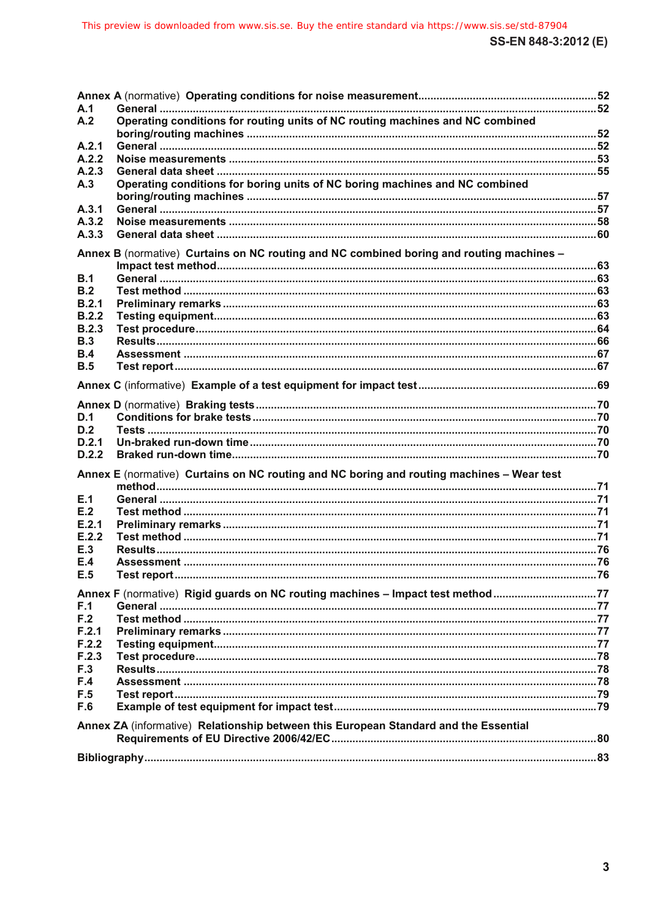**Annex A** (normative) **Operating conditions for noise measurement** .......... 52
**A.1** **General** .......... 52
**A.2** **Operating conditions for routing units of NC routing machines and NC combined boring/routing machines** .......... 52
**A.2.1** **General** .......... 52
**A.2.2** **Noise measurements** .......... 53
**A.2.3** **General data sheet** .......... 55
**A.3** **Operating conditions for boring units of NC boring machines and NC combined boring/routing machines** .......... 57
**A.3.1** **General** .......... 57
**A.3.2** **Noise measurements** .......... 58
**A.3.3** **General data sheet** .......... 60

**Annex B** (normative) **Curtains on NC routing and NC combined boring and routing machines – Impact test method** .......... 63
**B.1** **General** .......... 63
**B.2** **Test method** .......... 63
**B.2.1** **Preliminary remarks** .......... 63
**B.2.2** **Testing equipment** .......... 63
**B.2.3** **Test procedure** .......... 64
**B.3** **Results** .......... 66
**B.4** **Assessment** .......... 67
**B.5** **Test report** .......... 67

**Annex C** (informative) **Example of a test equipment for impact test** .......... 69

**Annex D** (normative) **Braking tests** .......... 70
**D.1** **Conditions for brake tests** .......... 70
**D.2** **Tests** .......... 70
**D.2.1** **Un-braked run-down time** .......... 70
**D.2.2** **Braked run-down time** .......... 70

**Annex E** (normative) **Curtains on NC routing and NC boring and routing machines – Wear test method** .......... 71
**E.1** **General** .......... 71
**E.2** **Test method** .......... 71
**E.2.1** **Preliminary remarks** .......... 71
**E.2.2** **Test method** .......... 71
**E.3** **Results** .......... 76
**E.4** **Assessment** .......... 76
**E.5** **Test report** .......... 76

**Annex F** (normative) **Rigid guards on NC routing machines – Impact test method** .......... 77
**F.1** **General** .......... 77
**F.2** **Test method** .......... 77
**F.2.1** **Preliminary remarks** .......... 77
**F.2.2** **Testing equipment** .......... 77
**F.2.3** **Test procedure** .......... 78
**F.3** **Results** .......... 78
**F.4** **Assessment** .......... 78
**F.5** **Test report** .......... 79
**F.6** **Example of test equipment for impact test** .......... 79

**Annex ZA** (informative) **Relationship between this European Standard and the Essential Requirements of EU Directive 2006/42/EC** .......... 80

**Bibliography** .......... 83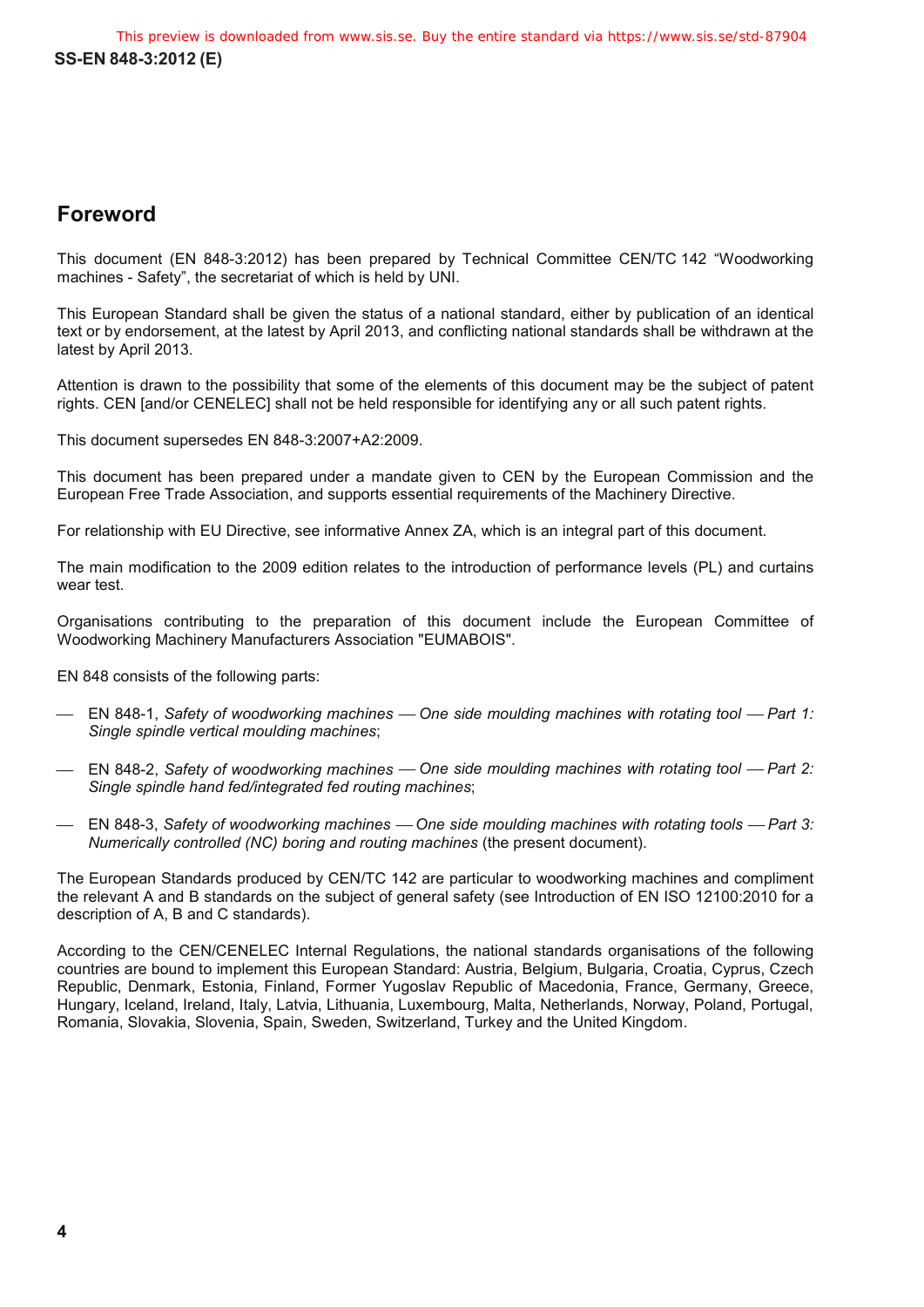# Foreword

This document (EN 848-3:2012) has been prepared by Technical Committee CEN/TC 142 "Woodworking machines - Safety", the secretariat of which is held by UNI.

This European Standard shall be given the status of a national standard, either by publication of an identical text or by endorsement, at the latest by April 2013, and conflicting national standards shall be withdrawn at the latest by April 2013.

Attention is drawn to the possibility that some of the elements of this document may be the subject of patent rights. CEN [and/or CENELEC] shall not be held responsible for identifying any or all such patent rights.

This document supersedes EN 848-3:2007+A2:2009.

This document has been prepared under a mandate given to CEN by the European Commission and the European Free Trade Association, and supports essential requirements of the Machinery Directive.

For relationship with EU Directive, see informative Annex ZA, which is an integral part of this document.

The main modification to the 2009 edition relates to the introduction of performance levels (PL) and curtains wear test.

Organisations contributing to the preparation of this document include the European Committee of Woodworking Machinery Manufacturers Association "EUMABOIS".

EN 848 consists of the following parts:

- EN 848-1, *Safety of woodworking machines — One side moulding machines with rotating tool — Part 1: Single spindle vertical moulding machines*;
- EN 848-2, *Safety of woodworking machines — One side moulding machines with rotating tool — Part 2: Single spindle hand fed/integrated fed routing machines*;
- EN 848-3, *Safety of woodworking machines — One side moulding machines with rotating tools — Part 3: Numerically controlled (NC) boring and routing machines* (the present document).

The European Standards produced by CEN/TC 142 are particular to woodworking machines and compliment the relevant A and B standards on the subject of general safety (see Introduction of EN ISO 12100:2010 for a description of A, B and C standards).

According to the CEN/CENELEC Internal Regulations, the national standards organisations of the following countries are bound to implement this European Standard: Austria, Belgium, Bulgaria, Croatia, Cyprus, Czech Republic, Denmark, Estonia, Finland, Former Yugoslav Republic of Macedonia, France, Germany, Greece, Hungary, Iceland, Ireland, Italy, Latvia, Lithuania, Luxembourg, Malta, Netherlands, Norway, Poland, Portugal, Romania, Slovakia, Slovenia, Spain, Sweden, Switzerland, Turkey and the United Kingdom.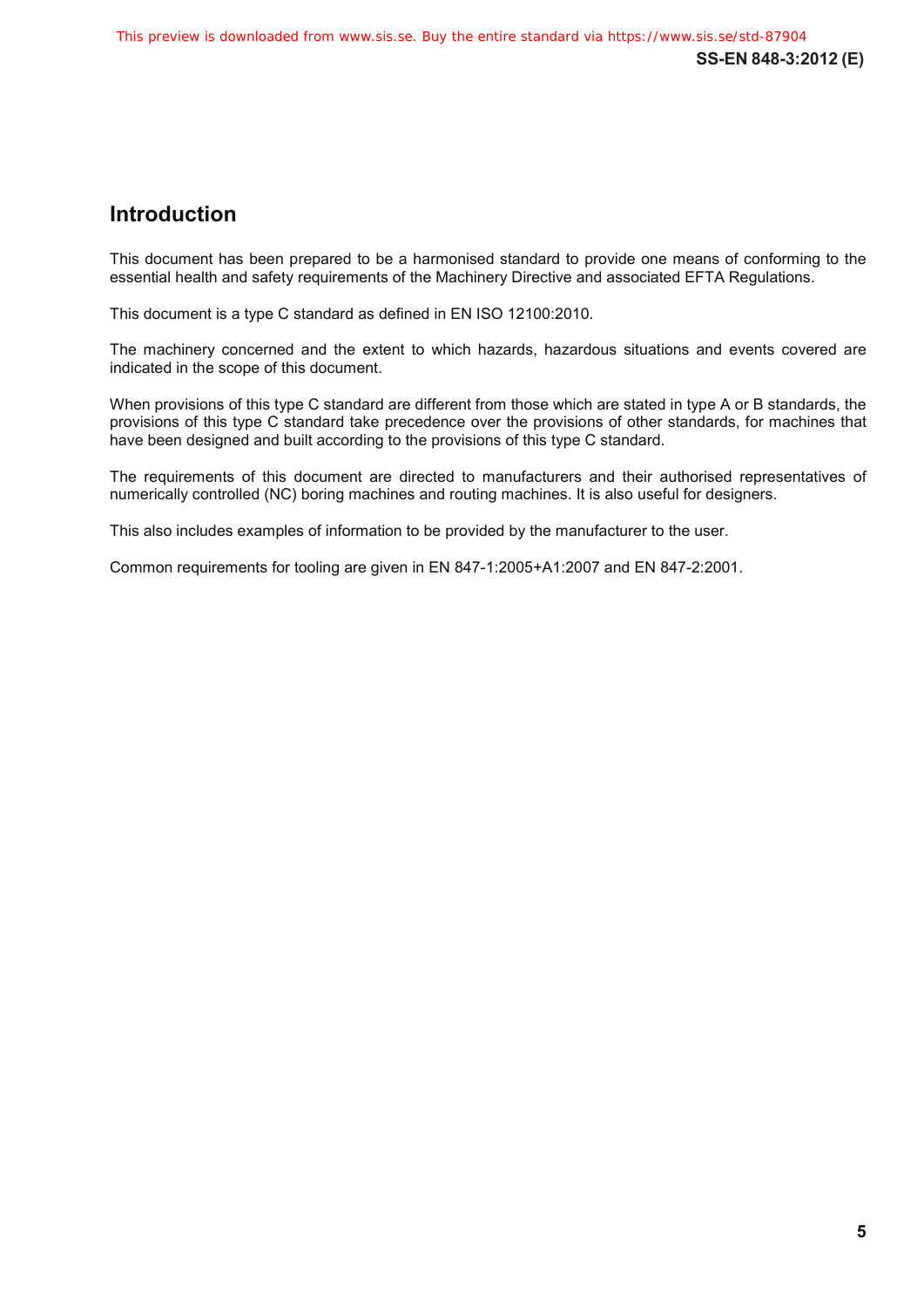## Introduction

This document has been prepared to be a harmonised standard to provide one means of conforming to the essential health and safety requirements of the Machinery Directive and associated EFTA Regulations.

This document is a type C standard as defined in EN ISO 12100:2010.

The machinery concerned and the extent to which hazards, hazardous situations and events covered are indicated in the scope of this document.

When provisions of this type C standard are different from those which are stated in type A or B standards, the provisions of this type C standard take precedence over the provisions of other standards, for machines that have been designed and built according to the provisions of this type C standard.

The requirements of this document are directed to manufacturers and their authorised representatives of numerically controlled (NC) boring machines and routing machines. It is also useful for designers.

This also includes examples of information to be provided by the manufacturer to the user.

Common requirements for tooling are given in EN 847-1:2005+A1:2007 and EN 847-2:2001.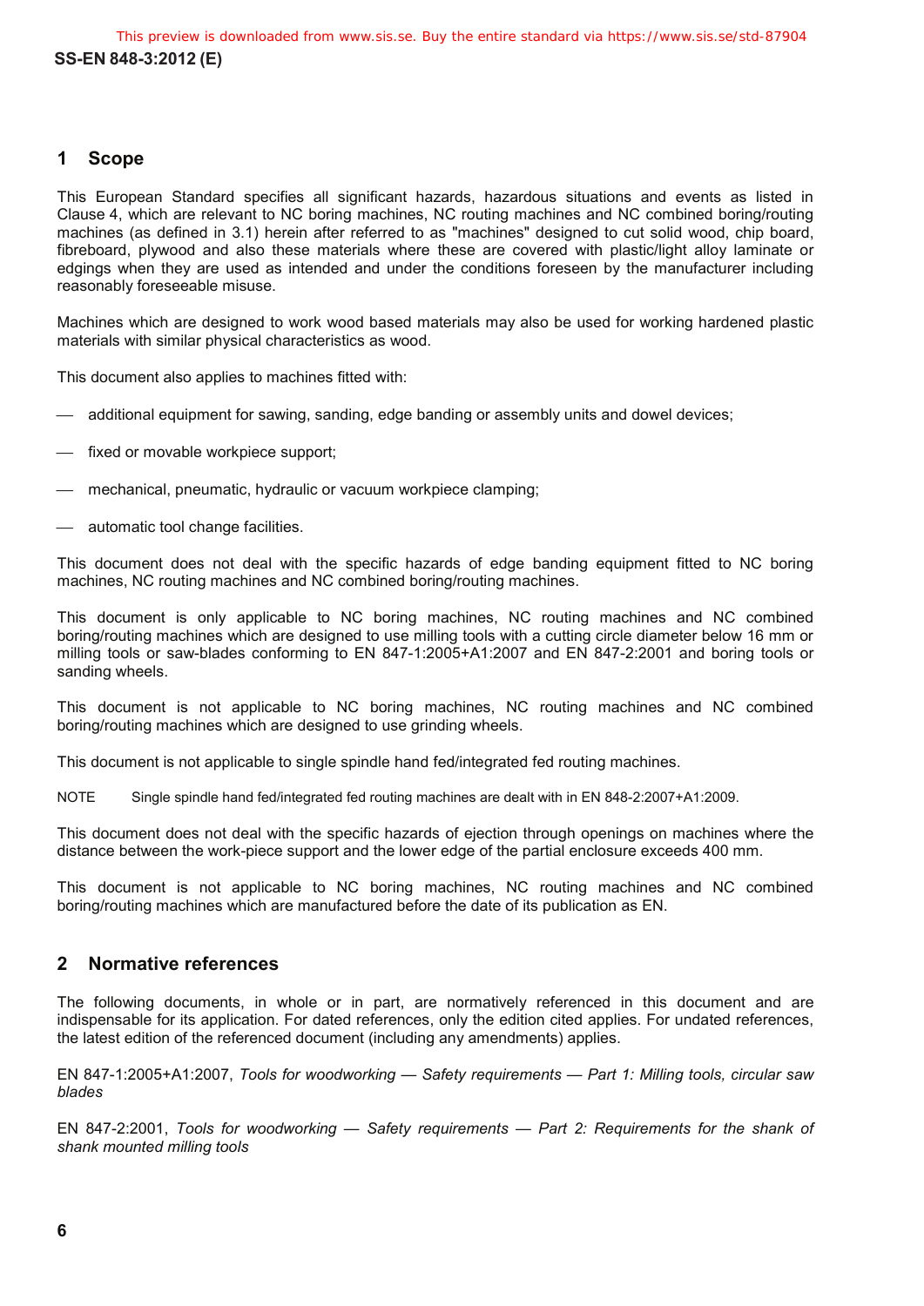## 1 Scope

This European Standard specifies all significant hazards, hazardous situations and events as listed in Clause 4, which are relevant to NC boring machines, NC routing machines and NC combined boring/routing machines (as defined in 3.1) herein after referred to as "machines" designed to cut solid wood, chip board, fibreboard, plywood and also these materials where these are covered with plastic/light alloy laminate or edgings when they are used as intended and under the conditions foreseen by the manufacturer including reasonably foreseeable misuse.

Machines which are designed to work wood based materials may also be used for working hardened plastic materials with similar physical characteristics as wood.

This document also applies to machines fitted with:

- additional equipment for sawing, sanding, edge banding or assembly units and dowel devices;
- fixed or movable workpiece support;
- mechanical, pneumatic, hydraulic or vacuum workpiece clamping;
- automatic tool change facilities.

This document does not deal with the specific hazards of edge banding equipment fitted to NC boring machines, NC routing machines and NC combined boring/routing machines.

This document is only applicable to NC boring machines, NC routing machines and NC combined boring/routing machines which are designed to use milling tools with a cutting circle diameter below 16 mm or milling tools or saw-blades conforming to EN 847-1:2005+A1:2007 and EN 847-2:2001 and boring tools or sanding wheels.

This document is not applicable to NC boring machines, NC routing machines and NC combined boring/routing machines which are designed to use grinding wheels.

This document is not applicable to single spindle hand fed/integrated fed routing machines.

NOTE Single spindle hand fed/integrated fed routing machines are dealt with in EN 848-2:2007+A1:2009.

This document does not deal with the specific hazards of ejection through openings on machines where the distance between the work-piece support and the lower edge of the partial enclosure exceeds 400 mm.

This document is not applicable to NC boring machines, NC routing machines and NC combined boring/routing machines which are manufactured before the date of its publication as EN.

## 2 Normative references

The following documents, in whole or in part, are normatively referenced in this document and are indispensable for its application. For dated references, only the edition cited applies. For undated references, the latest edition of the referenced document (including any amendments) applies.

EN 847-1:2005+A1:2007, *Tools for woodworking — Safety requirements — Part 1: Milling tools, circular saw blades*

EN 847-2:2001, *Tools for woodworking — Safety requirements — Part 2: Requirements for the shank of shank mounted milling tools*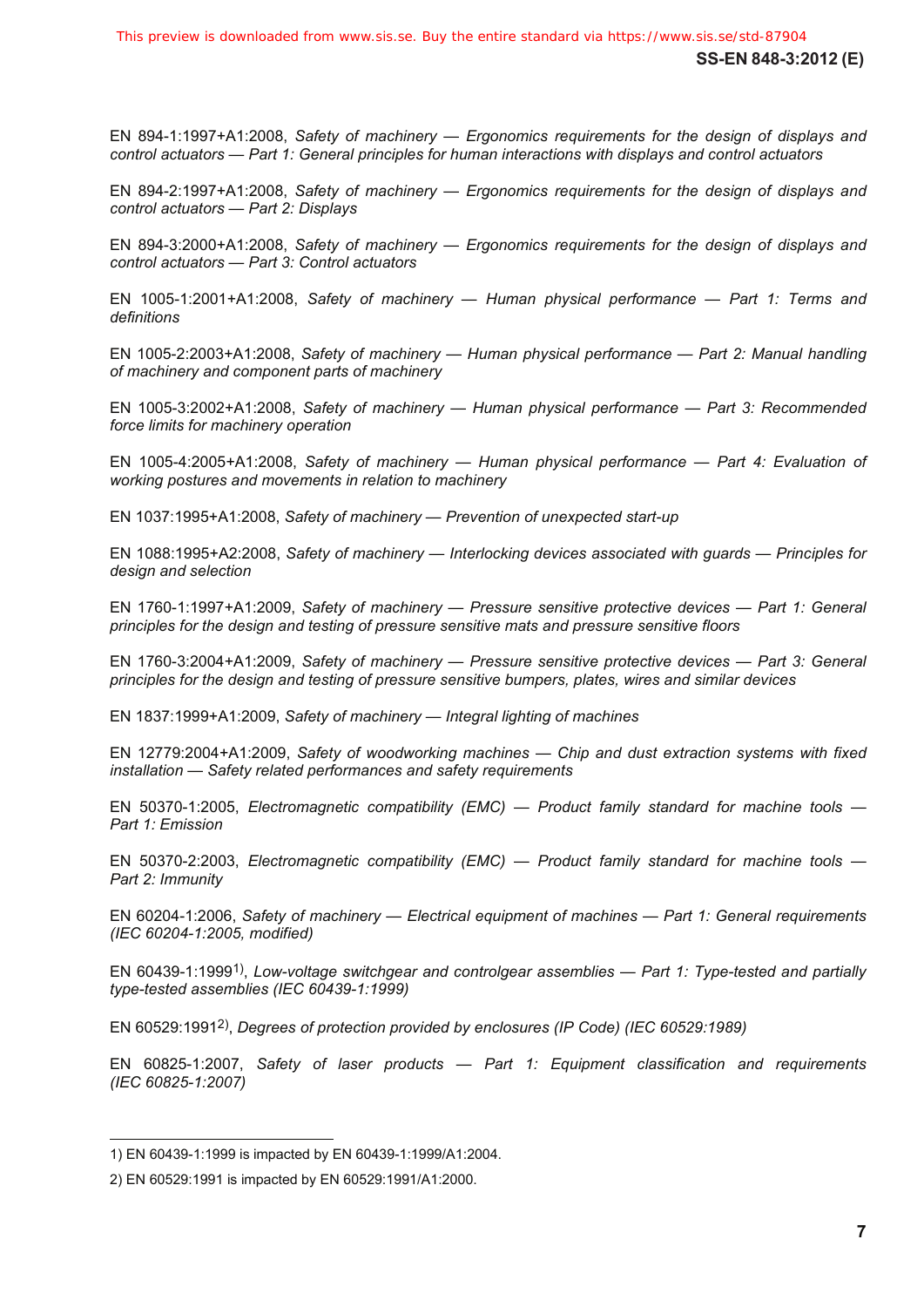EN 894-1:1997+A1:2008, *Safety of machinery — Ergonomics requirements for the design of displays and control actuators — Part 1: General principles for human interactions with displays and control actuators*

EN 894-2:1997+A1:2008, *Safety of machinery — Ergonomics requirements for the design of displays and control actuators — Part 2: Displays*

EN 894-3:2000+A1:2008, *Safety of machinery — Ergonomics requirements for the design of displays and control actuators — Part 3: Control actuators*

EN 1005-1:2001+A1:2008, *Safety of machinery — Human physical performance — Part 1: Terms and definitions*

EN 1005-2:2003+A1:2008, *Safety of machinery — Human physical performance — Part 2: Manual handling of machinery and component parts of machinery*

EN 1005-3:2002+A1:2008, *Safety of machinery — Human physical performance — Part 3: Recommended force limits for machinery operation*

EN 1005-4:2005+A1:2008, *Safety of machinery — Human physical performance — Part 4: Evaluation of working postures and movements in relation to machinery*

EN 1037:1995+A1:2008, *Safety of machinery — Prevention of unexpected start-up*

EN 1088:1995+A2:2008, *Safety of machinery — Interlocking devices associated with guards — Principles for design and selection*

EN 1760-1:1997+A1:2009, *Safety of machinery — Pressure sensitive protective devices — Part 1: General principles for the design and testing of pressure sensitive mats and pressure sensitive floors*

EN 1760-3:2004+A1:2009, *Safety of machinery — Pressure sensitive protective devices — Part 3: General principles for the design and testing of pressure sensitive bumpers, plates, wires and similar devices*

EN 1837:1999+A1:2009, *Safety of machinery — Integral lighting of machines*

EN 12779:2004+A1:2009, *Safety of woodworking machines — Chip and dust extraction systems with fixed installation — Safety related performances and safety requirements*

EN 50370-1:2005, *Electromagnetic compatibility (EMC) — Product family standard for machine tools — Part 1: Emission*

EN 50370-2:2003, *Electromagnetic compatibility (EMC) — Product family standard for machine tools — Part 2: Immunity*

EN 60204-1:2006, *Safety of machinery — Electrical equipment of machines — Part 1: General requirements (IEC 60204-1:2005, modified)*

EN 60439-1:1999[1)], *Low-voltage switchgear and controlgear assemblies — Part 1: Type-tested and partially type-tested assemblies (IEC 60439-1:1999)*

EN 60529:1991[2)], *Degrees of protection provided by enclosures (IP Code) (IEC 60529:1989)*

EN 60825-1:2007, *Safety of laser products — Part 1: Equipment classification and requirements (IEC 60825-1:2007)*

---

1) EN 60439-1:1999 is impacted by EN 60439-1:1999/A1:2004.

2) EN 60529:1991 is impacted by EN 60529:1991/A1:2000.